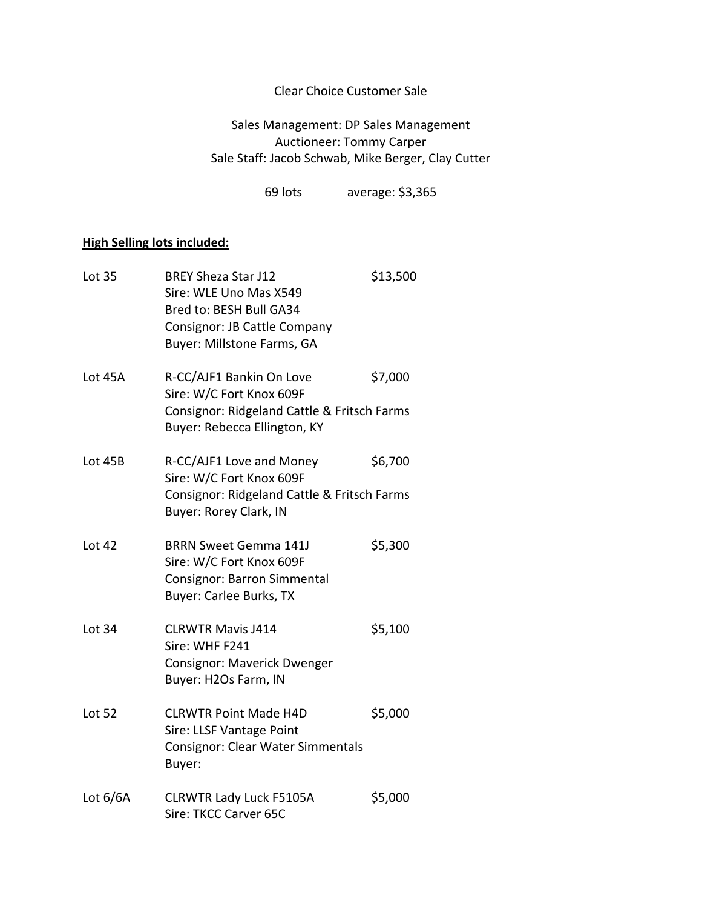Clear Choice Customer Sale

Sales Management: DP Sales Management
Auctioneer: Tommy Carper
Sale Staff: Jacob Schwab, Mike Berger, Clay Cutter

69 lots average: $3,365

**High Selling lots included:**

| | | |
|---|---|---|
| Lot 35 | BREY Sheza Star J12<br>Sire: WLE Uno Mas X549<br>Bred to: BESH Bull GA34<br>Consignor: JB Cattle Company<br>Buyer: Millstone Farms, GA | $13,500 |
| Lot 45A | R-CC/AJF1 Bankin On Love<br>Sire: W/C Fort Knox 609F<br>Consignor: Ridgeland Cattle & Fritsch Farms<br>Buyer: Rebecca Ellington, KY | $7,000 |
| Lot 45B | R-CC/AJF1 Love and Money<br>Sire: W/C Fort Knox 609F<br>Consignor: Ridgeland Cattle & Fritsch Farms<br>Buyer: Rorey Clark, IN | $6,700 |
| Lot 42 | BRRN Sweet Gemma 141J<br>Sire: W/C Fort Knox 609F<br>Consignor: Barron Simmental<br>Buyer: Carlee Burks, TX | $5,300 |
| Lot 34 | CLRWTR Mavis J414<br>Sire: WHF F241<br>Consignor: Maverick Dwenger<br>Buyer: H2Os Farm, IN | $5,100 |
| Lot 52 | CLRWTR Point Made H4D<br>Sire: LLSF Vantage Point<br>Consignor: Clear Water Simmentals<br>Buyer: | $5,000 |
| Lot 6/6A | CLRWTR Lady Luck F5105A<br>Sire: TKCC Carver 65C | $5,000 |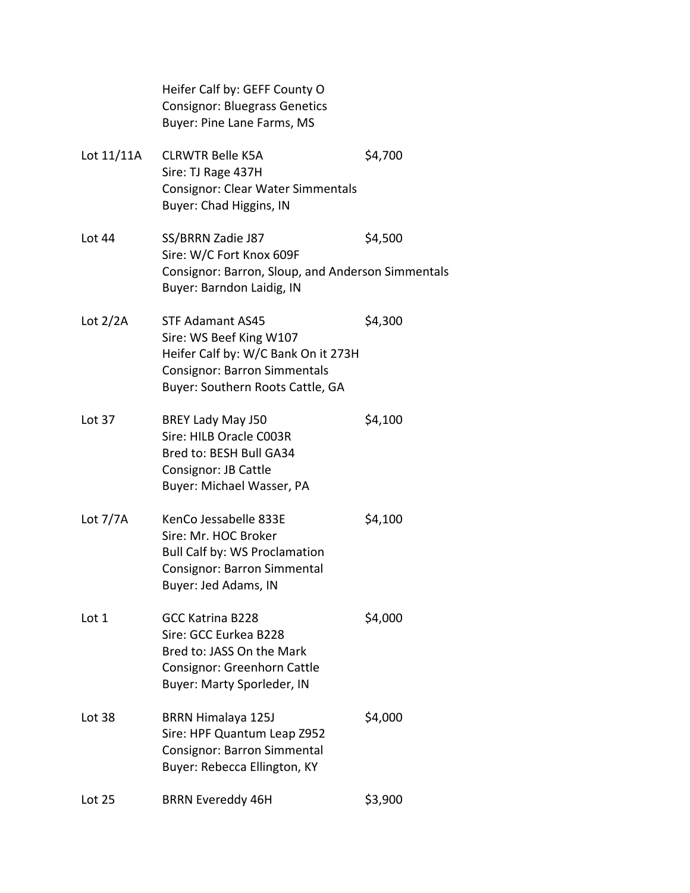Heifer Calf by: GEFF County O
Consignor: Bluegrass Genetics
Buyer: Pine Lane Farms, MS

Lot 11/11A CLRWTR Belle K5A $4,700
Sire: TJ Rage 437H
Consignor: Clear Water Simmentals
Buyer: Chad Higgins, IN

Lot 44 SS/BRRN Zadie J87 $4,500
Sire: W/C Fort Knox 609F
Consignor: Barron, Sloup, and Anderson Simmentals
Buyer: Barndon Laidig, IN

Lot 2/2A STF Adamant AS45 $4,300
Sire: WS Beef King W107
Heifer Calf by: W/C Bank On it 273H
Consignor: Barron Simmentals
Buyer: Southern Roots Cattle, GA

Lot 37 BREY Lady May J50 $4,100
Sire: HILB Oracle C003R
Bred to: BESH Bull GA34
Consignor: JB Cattle
Buyer: Michael Wasser, PA

Lot 7/7A KenCo Jessabelle 833E $4,100
Sire: Mr. HOC Broker
Bull Calf by: WS Proclamation
Consignor: Barron Simmental
Buyer: Jed Adams, IN

Lot 1 GCC Katrina B228 $4,000
Sire: GCC Eurkea B228
Bred to: JASS On the Mark
Consignor: Greenhorn Cattle
Buyer: Marty Sporleder, IN

Lot 38 BRRN Himalaya 125J $4,000
Sire: HPF Quantum Leap Z952
Consignor: Barron Simmental
Buyer: Rebecca Ellington, KY

Lot 25 BRRN Evereddy 46H $3,900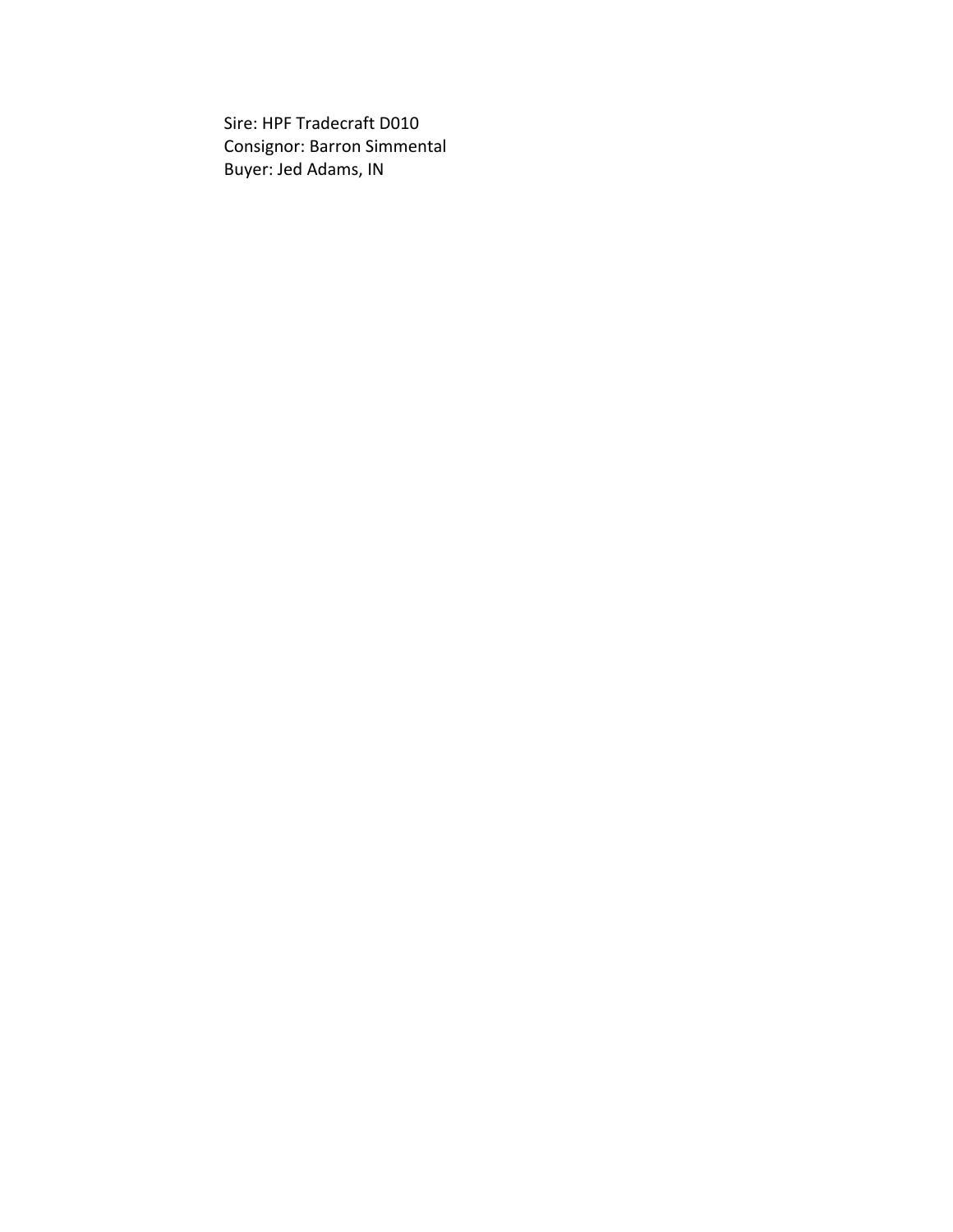Sire: HPF Tradecraft D010
Consignor: Barron Simmental
Buyer: Jed Adams, IN